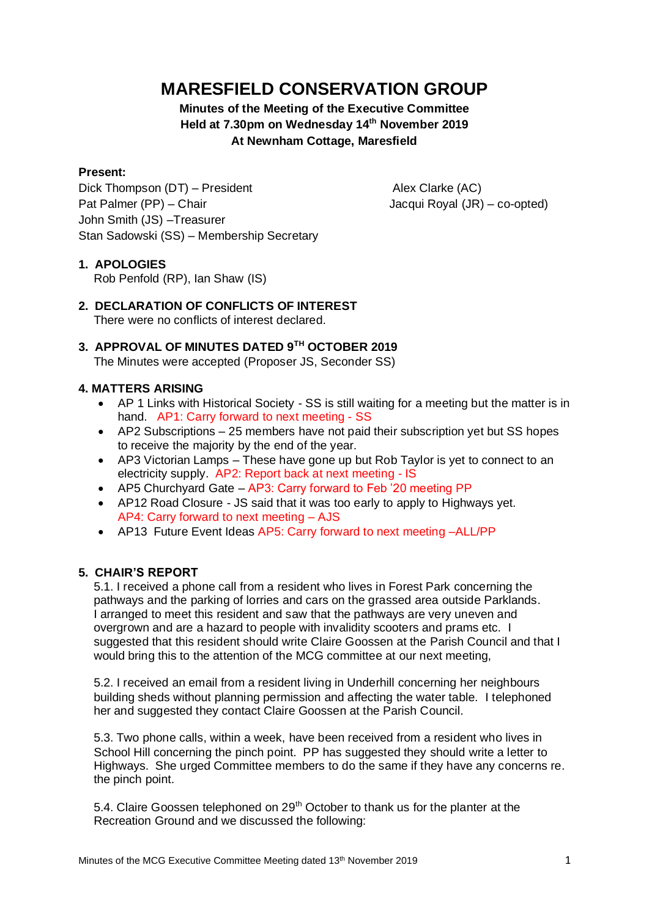# MARESFIELD CONSERVATION GROUP

**Minutes of the Meeting of the Executive Committee**
**Held at 7.30pm on Wednesday 14th November 2019**
**At Newnham Cottage, Maresfield**

**Present:**

Dick Thompson (DT) – President
Pat Palmer (PP) – Chair
John Smith (JS) –Treasurer
Stan Sadowski (SS) – Membership Secretary
Alex Clarke (AC)
Jacqui Royal (JR) – co-opted

## 1. APOLOGIES

Rob Penfold (RP), Ian Shaw (IS)

## 2. DECLARATION OF CONFLICTS OF INTEREST

There were no conflicts of interest declared.

## 3. APPROVAL OF MINUTES DATED 9TH OCTOBER 2019

The Minutes were accepted (Proposer JS, Seconder SS)

## 4. MATTERS ARISING

- AP 1 Links with Historical Society - SS is still waiting for a meeting but the matter is in hand. AP1: Carry forward to next meeting - SS
- AP2 Subscriptions – 25 members have not paid their subscription yet but SS hopes to receive the majority by the end of the year.
- AP3 Victorian Lamps – These have gone up but Rob Taylor is yet to connect to an electricity supply. AP2: Report back at next meeting - IS
- AP5 Churchyard Gate – AP3: Carry forward to Feb '20 meeting PP
- AP12 Road Closure - JS said that it was too early to apply to Highways yet. AP4: Carry forward to next meeting – AJS
- AP13 Future Event Ideas AP5: Carry forward to next meeting –ALL/PP

## 5. CHAIR'S REPORT

5.1. I received a phone call from a resident who lives in Forest Park concerning the pathways and the parking of lorries and cars on the grassed area outside Parklands. I arranged to meet this resident and saw that the pathways are very uneven and overgrown and are a hazard to people with invalidity scooters and prams etc. I suggested that this resident should write Claire Goossen at the Parish Council and that I would bring this to the attention of the MCG committee at our next meeting,

5.2. I received an email from a resident living in Underhill concerning her neighbours building sheds without planning permission and affecting the water table. I telephoned her and suggested they contact Claire Goossen at the Parish Council.

5.3. Two phone calls, within a week, have been received from a resident who lives in School Hill concerning the pinch point. PP has suggested they should write a letter to Highways. She urged Committee members to do the same if they have any concerns re. the pinch point.

5.4. Claire Goossen telephoned on 29th October to thank us for the planter at the Recreation Ground and we discussed the following: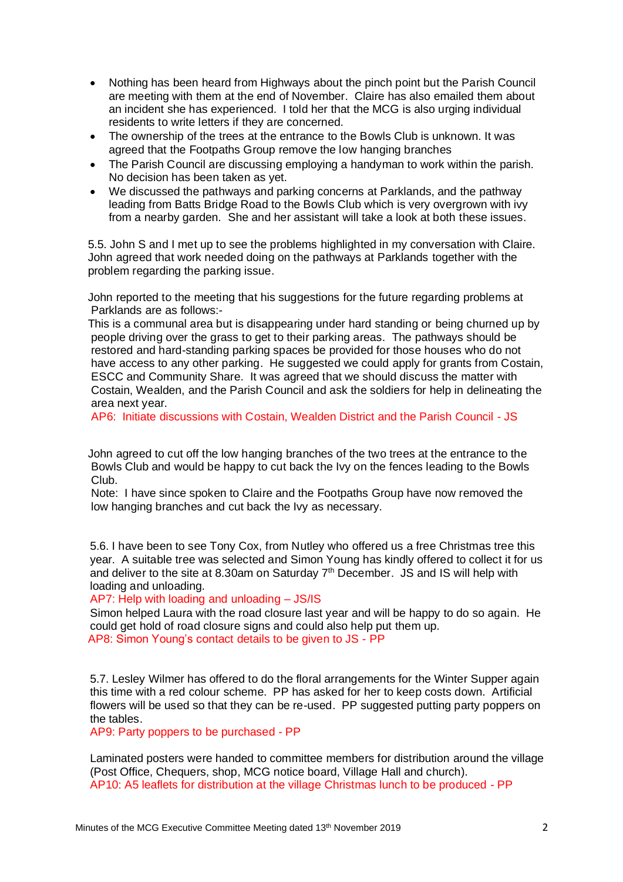- Nothing has been heard from Highways about the pinch point but the Parish Council are meeting with them at the end of November. Claire has also emailed them about an incident she has experienced. I told her that the MCG is also urging individual residents to write letters if they are concerned.
- The ownership of the trees at the entrance to the Bowls Club is unknown. It was agreed that the Footpaths Group remove the low hanging branches
- The Parish Council are discussing employing a handyman to work within the parish. No decision has been taken as yet.
- We discussed the pathways and parking concerns at Parklands, and the pathway leading from Batts Bridge Road to the Bowls Club which is very overgrown with ivy from a nearby garden. She and her assistant will take a look at both these issues.

5.5. John S and I met up to see the problems highlighted in my conversation with Claire. John agreed that work needed doing on the pathways at Parklands together with the problem regarding the parking issue.

John reported to the meeting that his suggestions for the future regarding problems at Parklands are as follows:-
This is a communal area but is disappearing under hard standing or being churned up by people driving over the grass to get to their parking areas. The pathways should be restored and hard-standing parking spaces be provided for those houses who do not have access to any other parking. He suggested we could apply for grants from Costain, ESCC and Community Share. It was agreed that we should discuss the matter with Costain, Wealden, and the Parish Council and ask the soldiers for help in delineating the area next year.
AP6: Initiate discussions with Costain, Wealden District and the Parish Council - JS

John agreed to cut off the low hanging branches of the two trees at the entrance to the Bowls Club and would be happy to cut back the Ivy on the fences leading to the Bowls Club.
Note: I have since spoken to Claire and the Footpaths Group have now removed the low hanging branches and cut back the Ivy as necessary.

5.6. I have been to see Tony Cox, from Nutley who offered us a free Christmas tree this year. A suitable tree was selected and Simon Young has kindly offered to collect it for us and deliver to the site at 8.30am on Saturday 7th December. JS and IS will help with loading and unloading.
AP7: Help with loading and unloading – JS/IS
Simon helped Laura with the road closure last year and will be happy to do so again. He could get hold of road closure signs and could also help put them up.
AP8: Simon Young's contact details to be given to JS - PP

5.7. Lesley Wilmer has offered to do the floral arrangements for the Winter Supper again this time with a red colour scheme. PP has asked for her to keep costs down. Artificial flowers will be used so that they can be re-used. PP suggested putting party poppers on the tables.
AP9: Party poppers to be purchased - PP

Laminated posters were handed to committee members for distribution around the village (Post Office, Chequers, shop, MCG notice board, Village Hall and church).
AP10: A5 leaflets for distribution at the village Christmas lunch to be produced - PP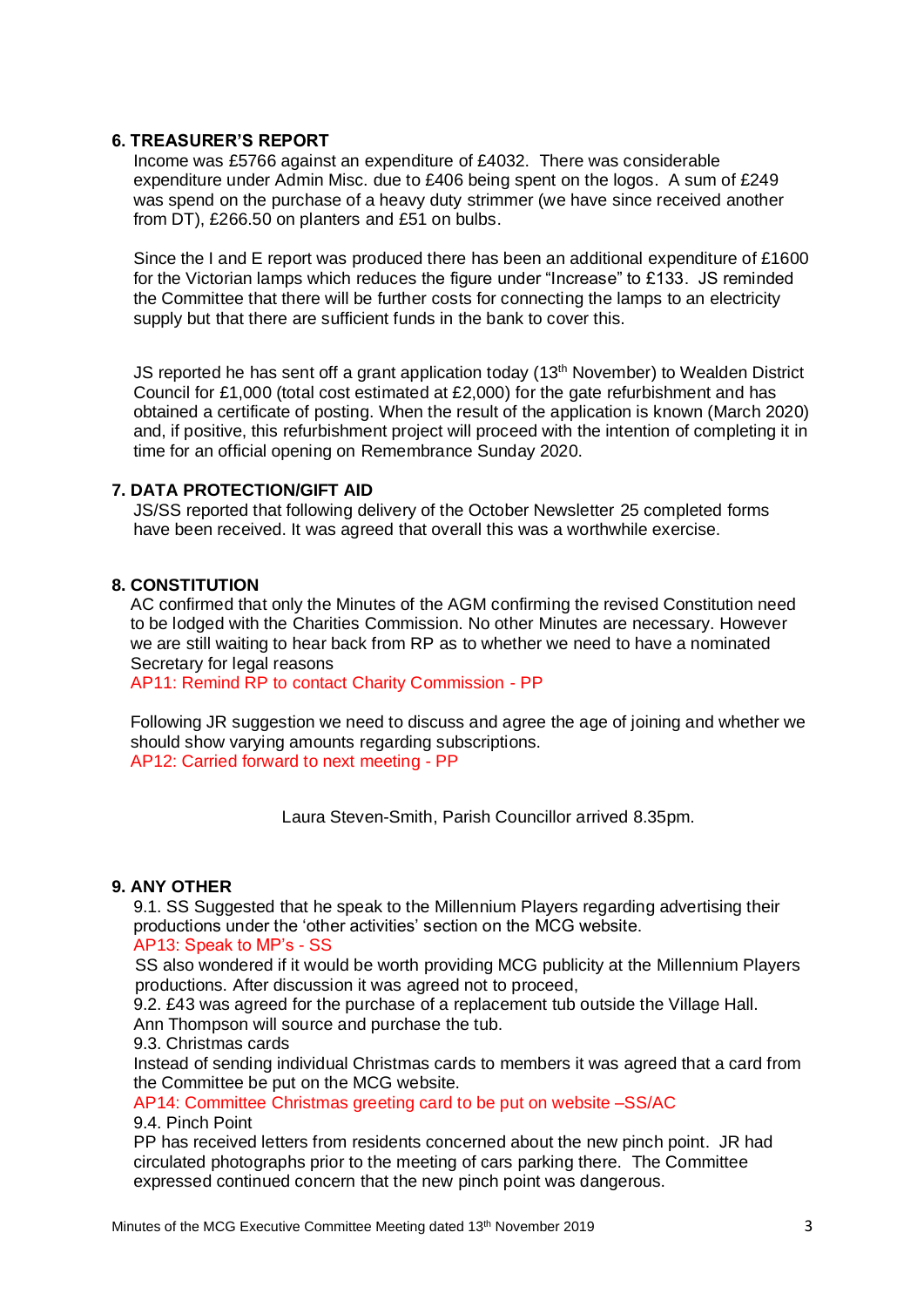## 6. TREASURER'S REPORT

Income was £5766 against an expenditure of £4032. There was considerable expenditure under Admin Misc. due to £406 being spent on the logos. A sum of £249 was spend on the purchase of a heavy duty strimmer (we have since received another from DT), £266.50 on planters and £51 on bulbs.

Since the I and E report was produced there has been an additional expenditure of £1600 for the Victorian lamps which reduces the figure under "Increase" to £133. JS reminded the Committee that there will be further costs for connecting the lamps to an electricity supply but that there are sufficient funds in the bank to cover this.

JS reported he has sent off a grant application today (13th November) to Wealden District Council for £1,000 (total cost estimated at £2,000) for the gate refurbishment and has obtained a certificate of posting. When the result of the application is known (March 2020) and, if positive, this refurbishment project will proceed with the intention of completing it in time for an official opening on Remembrance Sunday 2020.

## 7. DATA PROTECTION/GIFT AID

JS/SS reported that following delivery of the October Newsletter 25 completed forms have been received. It was agreed that overall this was a worthwhile exercise.

## 8. CONSTITUTION

AC confirmed that only the Minutes of the AGM confirming the revised Constitution need to be lodged with the Charities Commission. No other Minutes are necessary. However we are still waiting to hear back from RP as to whether we need to have a nominated Secretary for legal reasons

AP11: Remind RP to contact Charity Commission - PP

Following JR suggestion we need to discuss and agree the age of joining and whether we should show varying amounts regarding subscriptions.

AP12: Carried forward to next meeting - PP

Laura Steven-Smith, Parish Councillor arrived 8.35pm.

## 9. ANY OTHER

9.1. SS Suggested that he speak to the Millennium Players regarding advertising their productions under the 'other activities' section on the MCG website.

AP13: Speak to MP's - SS

SS also wondered if it would be worth providing MCG publicity at the Millennium Players productions. After discussion it was agreed not to proceed,

9.2. £43 was agreed for the purchase of a replacement tub outside the Village Hall. Ann Thompson will source and purchase the tub.

9.3. Christmas cards

Instead of sending individual Christmas cards to members it was agreed that a card from the Committee be put on the MCG website.

AP14: Committee Christmas greeting card to be put on website –SS/AC

9.4. Pinch Point

PP has received letters from residents concerned about the new pinch point. JR had circulated photographs prior to the meeting of cars parking there. The Committee expressed continued concern that the new pinch point was dangerous.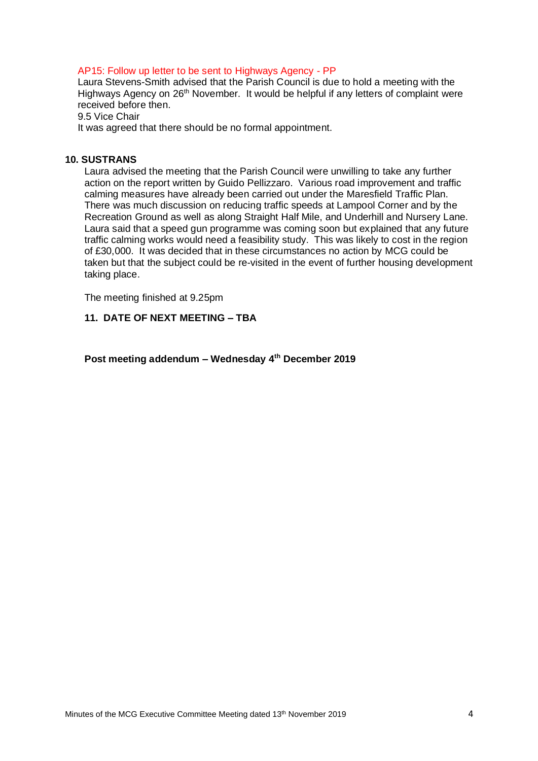AP15: Follow up letter to be sent to Highways Agency - PP

Laura Stevens-Smith advised that the Parish Council is due to hold a meeting with the Highways Agency on 26th November. It would be helpful if any letters of complaint were received before then.

9.5 Vice Chair

It was agreed that there should be no formal appointment.

## 10. SUSTRANS

Laura advised the meeting that the Parish Council were unwilling to take any further action on the report written by Guido Pellizzaro. Various road improvement and traffic calming measures have already been carried out under the Maresfield Traffic Plan. There was much discussion on reducing traffic speeds at Lampool Corner and by the Recreation Ground as well as along Straight Half Mile, and Underhill and Nursery Lane. Laura said that a speed gun programme was coming soon but explained that any future traffic calming works would need a feasibility study. This was likely to cost in the region of £30,000. It was decided that in these circumstances no action by MCG could be taken but that the subject could be re-visited in the event of further housing development taking place.

The meeting finished at 9.25pm

## 11. DATE OF NEXT MEETING – TBA

**Post meeting addendum – Wednesday 4th December 2019**